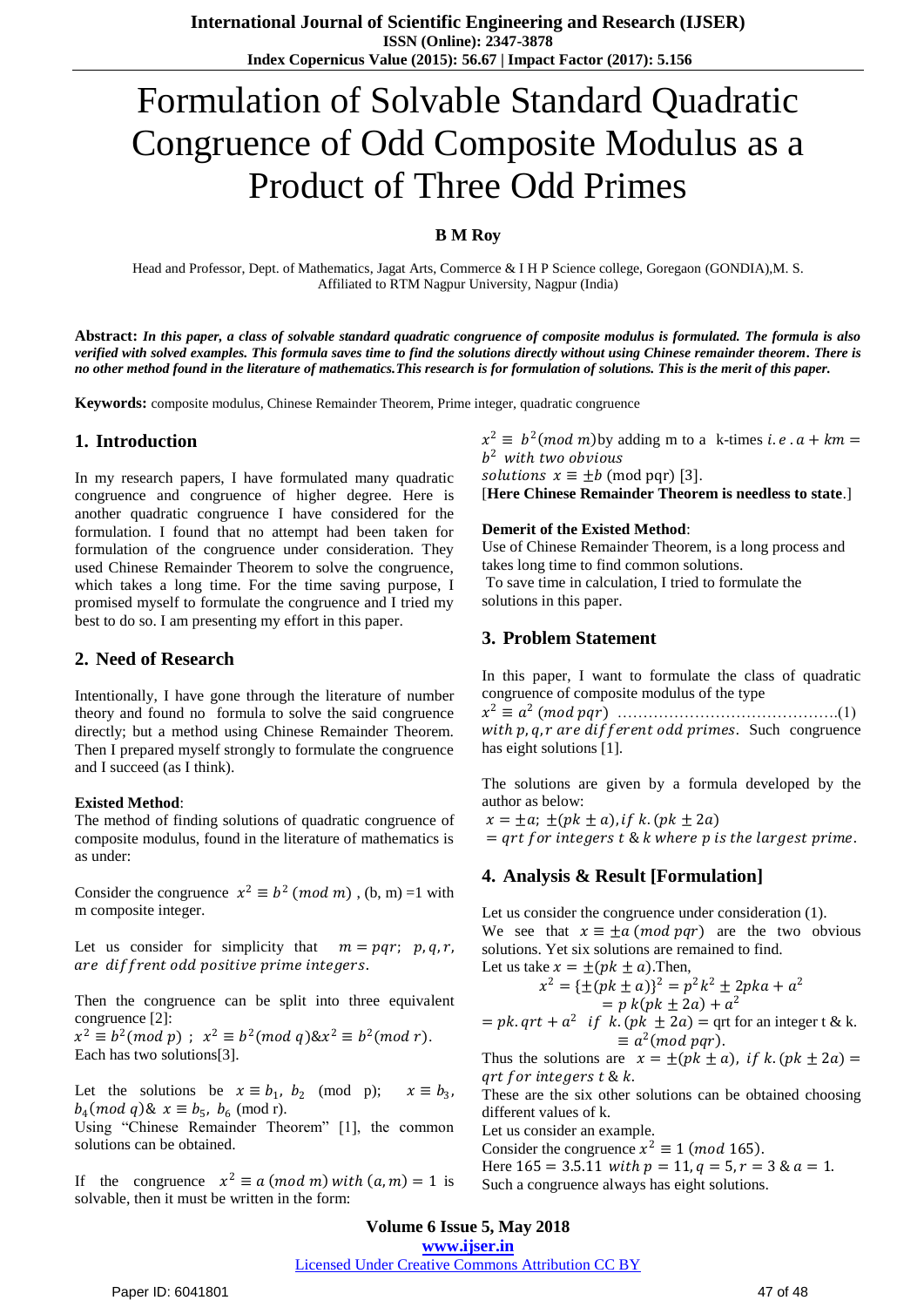# Formulation of Solvable Standard Quadratic Congruence of Odd Composite Modulus as a Product of Three Odd Primes

**B M Roy**

Head and Professor, Dept. of Mathematics, Jagat Arts, Commerce & I H P Science college, Goregaon (GONDIA),M. S. Affiliated to RTM Nagpur University, Nagpur (India)

**Abstract:** ***In this paper, a class of solvable standard quadratic congruence of composite modulus is formulated. The formula is also verified with solved examples. This formula saves time to find the solutions directly without using Chinese remainder theorem. There is no other method found in the literature of mathematics.This research is for formulation of solutions. This is the merit of this paper.***

**Keywords:** composite modulus, Chinese Remainder Theorem, Prime integer, quadratic congruence

## 1. Introduction

In my research papers, I have formulated many quadratic congruence and congruence of higher degree. Here is another quadratic congruence I have considered for the formulation. I found that no attempt had been taken for formulation of the congruence under consideration. They used Chinese Remainder Theorem to solve the congruence, which takes a long time. For the time saving purpose, I promised myself to formulate the congruence and I tried my best to do so. I am presenting my effort in this paper.

## 2. Need of Research

Intentionally, I have gone through the literature of number theory and found no formula to solve the said congruence directly; but a method using Chinese Remainder Theorem. Then I prepared myself strongly to formulate the congruence and I succeed (as I think).

**Existed Method**:

The method of finding solutions of quadratic congruence of composite modulus, found in the literature of mathematics is as under:

Consider the congruence $x^2 \equiv b^2 \,(mod\ m)$ , (b, m) =1 with m composite integer.

Let us consider for simplicity that $m = pqr;\ p, q, r,$ *are diffrent odd positive prime integers.*

Then the congruence can be split into three equivalent congruence [2]:

$x^2 \equiv b^2 (mod\ p)$ ; $x^2 \equiv b^2 (mod\ q)$&$x^2 \equiv b^2 (mod\ r)$.

Each has two solutions[3].

Let the solutions be $x \equiv b_1,\ b_2$ (mod p); $x \equiv b_3,\ b_4 (mod\ q)$& $x \equiv b_5,\ b_6$ (mod r).

Using "Chinese Remainder Theorem" [1], the common solutions can be obtained.

If the congruence $x^2 \equiv a\,(mod\ m)\ with\ (a, m) = 1$ is solvable, then it must be written in the form:

$x^2 \equiv b^2 (mod\ m)$by adding m to a k-times $i.e.\ a + km = b^2$ *with two obvious solutions* $x \equiv \pm b$ (mod pqr) [3].

[**Here Chinese Remainder Theorem is needless to state**.]

**Demerit of the Existed Method**:

Use of Chinese Remainder Theorem, is a long process and takes long time to find common solutions.

To save time in calculation, I tried to formulate the solutions in this paper.

## 3. Problem Statement

In this paper, I want to formulate the class of quadratic congruence of composite modulus of the type

$x^2 \equiv a^2\ (mod\ pqr)$ ……………………………………(1)

*with p, q, r are different odd primes*. Such congruence has eight solutions [1].

The solutions are given by a formula developed by the author as below:

$x = \pm a;\ \pm(pk \pm a), if\ k.(pk \pm 2a)$
$= qrt\ for\ integers\ t\ \&\ k\ where\ p\ is\ the\ largest\ prime.$

## 4. Analysis & Result [Formulation]

Let us consider the congruence under consideration (1).

We see that $x \equiv \pm a\,(mod\ pqr)$ are the two obvious solutions. Yet six solutions are remained to find.

Let us take $x = \pm(pk \pm a)$.Then,

$$x^2 = \{\pm(pk \pm a)\}^2 = p^2k^2 \pm 2pka + a^2$$
$$= p\,k(pk \pm 2a) + a^2$$
$= pk.qrt + a^2$ *if* $k.(pk \pm 2a) =$ qrt for an integer t & k.
$$\equiv a^2 (mod\ pqr).$$

Thus the solutions are $x = \pm(pk \pm a),\ if\ k.(pk \pm 2a) = qrt\ for\ integers\ t\ \&\ k$.

These are the six other solutions can be obtained choosing different values of k.

Let us consider an example.

Consider the congruence $x^2 \equiv 1\ (mod\ 165)$.

Here $165 = 3.5.11\ with\ p = 11, q = 5, r = 3\ \&\ a = 1.$

Such a congruence always has eight solutions.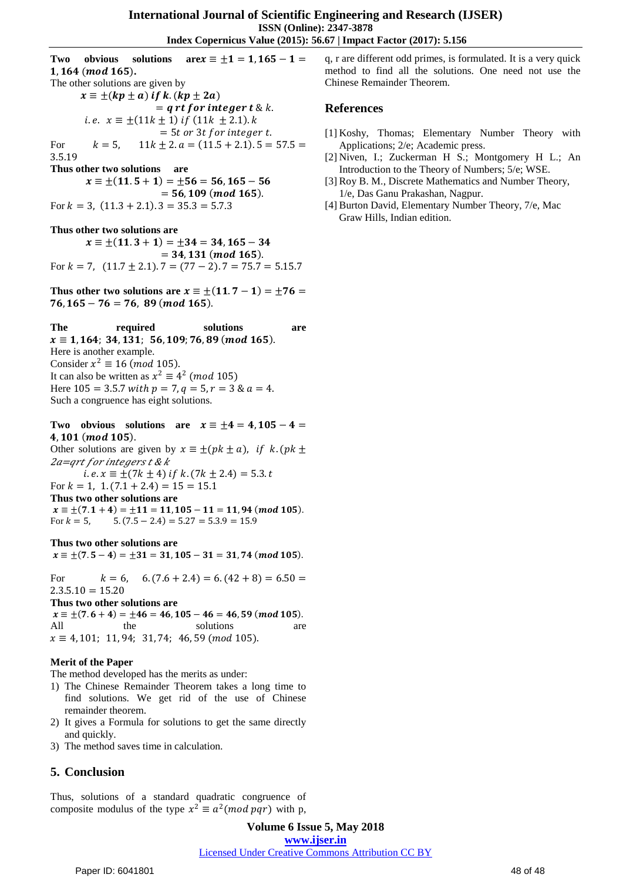**Two obvious solutions are** $x \equiv \pm 1 = 1, 165 - 1 = 1, 164 \ (mod\ 165)$.

The other solutions are given by

$$x \equiv \pm(kp \pm a) \ if \ k.(kp \pm 2a) = qrt \ for \ integer \ t \ \& \ k.$$

$$i.e. \ \ x \equiv \pm(11k \pm 1) \ if \ (11k \ \pm 2.1).k = 5t \ or \ 3t \ for \ integer \ t.$$

For $k = 5$, $11k \pm 2.a = (11.5 + 2.1).5 = 57.5 = 3.5.19$

**Thus other two solutions are**

$$x \equiv \pm(11.5 + 1) = \pm 56 = 56, 165 - 56 = 56, 109 \ (mod\ 165).$$

For $k = 3$, $(11.3 + 2.1).3 = 35.3 = 5.7.3$

**Thus other two solutions are**

$$x \equiv \pm(11.3 + 1) = \pm 34 = 34, 165 - 34 = 34, 131 \ (mod\ 165).$$

For $k = 7$, $(11.7 \pm 2.1).7 = (77 - 2).7 = 75.7 = 5.15.7$

**Thus other two solutions are** $x \equiv \pm(11.7 - 1) = \pm 76 = 76, 165 - 76 = 76, \ 89 \ (mod\ 165)$.

**The required solutions are** $x \equiv 1, 164; \ 34, 131; \ 56, 109; 76, 89 \ (mod\ 165)$.

Here is another example.

Consider $x^2 \equiv 16 \ (mod\ 105)$.

It can also be written as $x^2 \equiv 4^2 \ (mod\ 105)$

Here $105 = 3.5.7 \ with \ p = 7, q = 5, r = 3 \ \& \ a = 4$.

Such a congruence has eight solutions.

**Two obvious solutions are** $x \equiv \pm 4 = 4, 105 - 4 = 4, 101 \ (mod\ 105)$.

Other solutions are given by $x \equiv \pm(pk \pm a), \ if \ k.(pk \pm 2a = qrt \ for \ integers \ t \ \& \ k$

$$i.e. x \equiv \pm(7k \pm 4) \ if \ k.(7k \pm 2.4) = 5.3.t$$

For $k = 1$, $1.(7.1 + 2.4) = 15 = 15.1$

**Thus two other solutions are**

$$x \equiv \pm(7.1 + 4) = \pm 11 = 11, 105 - 11 = 11, 94 \ (mod\ 105).$$

For $k = 5$, $5.(7.5 - 2.4) = 5.27 = 5.3.9 = 15.9$

**Thus two other solutions are**

$$x \equiv \pm(7.5 - 4) = \pm 31 = 31, 105 - 31 = 31, 74 \ (mod\ 105).$$

For $k = 6$, $6.(7.6 + 2.4) = 6.(42 + 8) = 6.50 = 2.3.5.10 = 15.20$

**Thus two other solutions are**

$$x \equiv \pm(7.6 + 4) = \pm 46 = 46, 105 - 46 = 46, 59 \ (mod\ 105).$$

All the solutions are $x \equiv 4, 101; \ 11, 94; \ 31, 74; \ 46, 59 \ (mod\ 105)$.

**Merit of the Paper**

The method developed has the merits as under:

1) The Chinese Remainder Theorem takes a long time to find solutions. We get rid of the use of Chinese remainder theorem.
2) It gives a Formula for solutions to get the same directly and quickly.
3) The method saves time in calculation.

## 5. Conclusion

Thus, solutions of a standard quadratic congruence of composite modulus of the type $x^2 \equiv a^2 (mod\ pqr)$ with p, q, r are different odd primes, is formulated. It is a very quick method to find all the solutions. One need not use the Chinese Remainder Theorem.

## References

[1] Koshy, Thomas; Elementary Number Theory with Applications; 2/e; Academic press.

[2] Niven, I.; Zuckerman H S.; Montgomery H L.; An Introduction to the Theory of Numbers; 5/e; WSE.

[3] Roy B. M., Discrete Mathematics and Number Theory, 1/e, Das Ganu Prakashan, Nagpur.

[4] Burton David, Elementary Number Theory, 7/e, Mac Graw Hills, Indian edition.